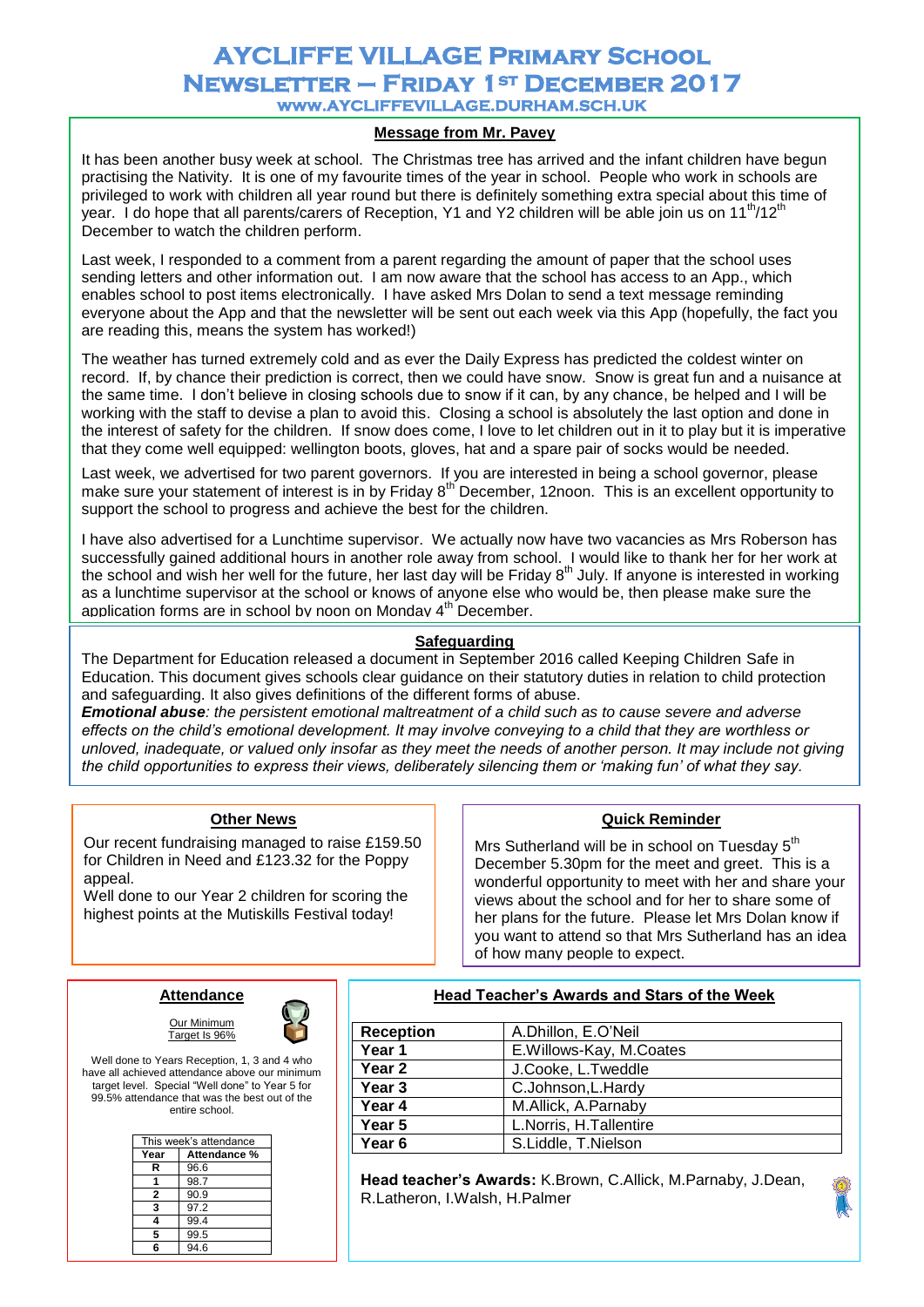# AYCLIFFE VILLAGE PRIMARY SCHOOL
# NEWSLETTER – FRIDAY 1ST DECEMBER 2017

WWW.AYCLIFFEVILLAGE.DURHAM.SCH.UK

## Message from Mr. Pavey

It has been another busy week at school. The Christmas tree has arrived and the infant children have begun practising the Nativity. It is one of my favourite times of the year in school. People who work in schools are privileged to work with children all year round but there is definitely something extra special about this time of year. I do hope that all parents/carers of Reception, Y1 and Y2 children will be able join us on 11th/12th December to watch the children perform.

Last week, I responded to a comment from a parent regarding the amount of paper that the school uses sending letters and other information out. I am now aware that the school has access to an App., which enables school to post items electronically. I have asked Mrs Dolan to send a text message reminding everyone about the App and that the newsletter will be sent out each week via this App (hopefully, the fact you are reading this, means the system has worked!)

The weather has turned extremely cold and as ever the Daily Express has predicted the coldest winter on record. If, by chance their prediction is correct, then we could have snow. Snow is great fun and a nuisance at the same time. I don't believe in closing schools due to snow if it can, by any chance, be helped and I will be working with the staff to devise a plan to avoid this. Closing a school is absolutely the last option and done in the interest of safety for the children. If snow does come, I love to let children out in it to play but it is imperative that they come well equipped: wellington boots, gloves, hat and a spare pair of socks would be needed.

Last week, we advertised for two parent governors. If you are interested in being a school governor, please make sure your statement of interest is in by Friday 8th December, 12noon. This is an excellent opportunity to support the school to progress and achieve the best for the children.

I have also advertised for a Lunchtime supervisor. We actually now have two vacancies as Mrs Roberson has successfully gained additional hours in another role away from school. I would like to thank her for her work at the school and wish her well for the future, her last day will be Friday 8th July. If anyone is interested in working as a lunchtime supervisor at the school or knows of anyone else who would be, then please make sure the application forms are in school by noon on Monday 4th December.

## Safeguarding

The Department for Education released a document in September 2016 called Keeping Children Safe in Education. This document gives schools clear guidance on their statutory duties in relation to child protection and safeguarding. It also gives definitions of the different forms of abuse.

***Emotional abuse**: the persistent emotional maltreatment of a child such as to cause severe and adverse effects on the child's emotional development. It may involve conveying to a child that they are worthless or unloved, inadequate, or valued only insofar as they meet the needs of another person. It may include not giving the child opportunities to express their views, deliberately silencing them or 'making fun' of what they say.*

## Other News

Our recent fundraising managed to raise £159.50 for Children in Need and £123.32 for the Poppy appeal.

Well done to our Year 2 children for scoring the highest points at the Mutiskills Festival today!

## Quick Reminder

Mrs Sutherland will be in school on Tuesday 5th December 5.30pm for the meet and greet. This is a wonderful opportunity to meet with her and share your views about the school and for her to share some of her plans for the future. Please let Mrs Dolan know if you want to attend so that Mrs Sutherland has an idea of how many people to expect.

## Attendance

Our Minimum Target Is 96%

Well done to Years Reception, 1, 3 and 4 who have all achieved attendance above our minimum target level. Special "Well done" to Year 5 for 99.5% attendance that was the best out of the entire school.

This week's attendance

| Year | Attendance % |
|---|---|
| R | 96.6 |
| 1 | 98.7 |
| 2 | 90.9 |
| 3 | 97.2 |
| 4 | 99.4 |
| 5 | 99.5 |
| 6 | 94.6 |

## Head Teacher's Awards and Stars of the Week

| Reception | A.Dhillon, E.O'Neil |
|---|---|
| Year 1 | E.Willows-Kay, M.Coates |
| Year 2 | J.Cooke, L.Tweddle |
| Year 3 | C.Johnson,L.Hardy |
| Year 4 | M.Allick, A.Parnaby |
| Year 5 | L.Norris, H.Tallentire |
| Year 6 | S.Liddle, T.Nielson |

**Head teacher's Awards:** K.Brown, C.Allick, M.Parnaby, J.Dean, R.Latheron, I.Walsh, H.Palmer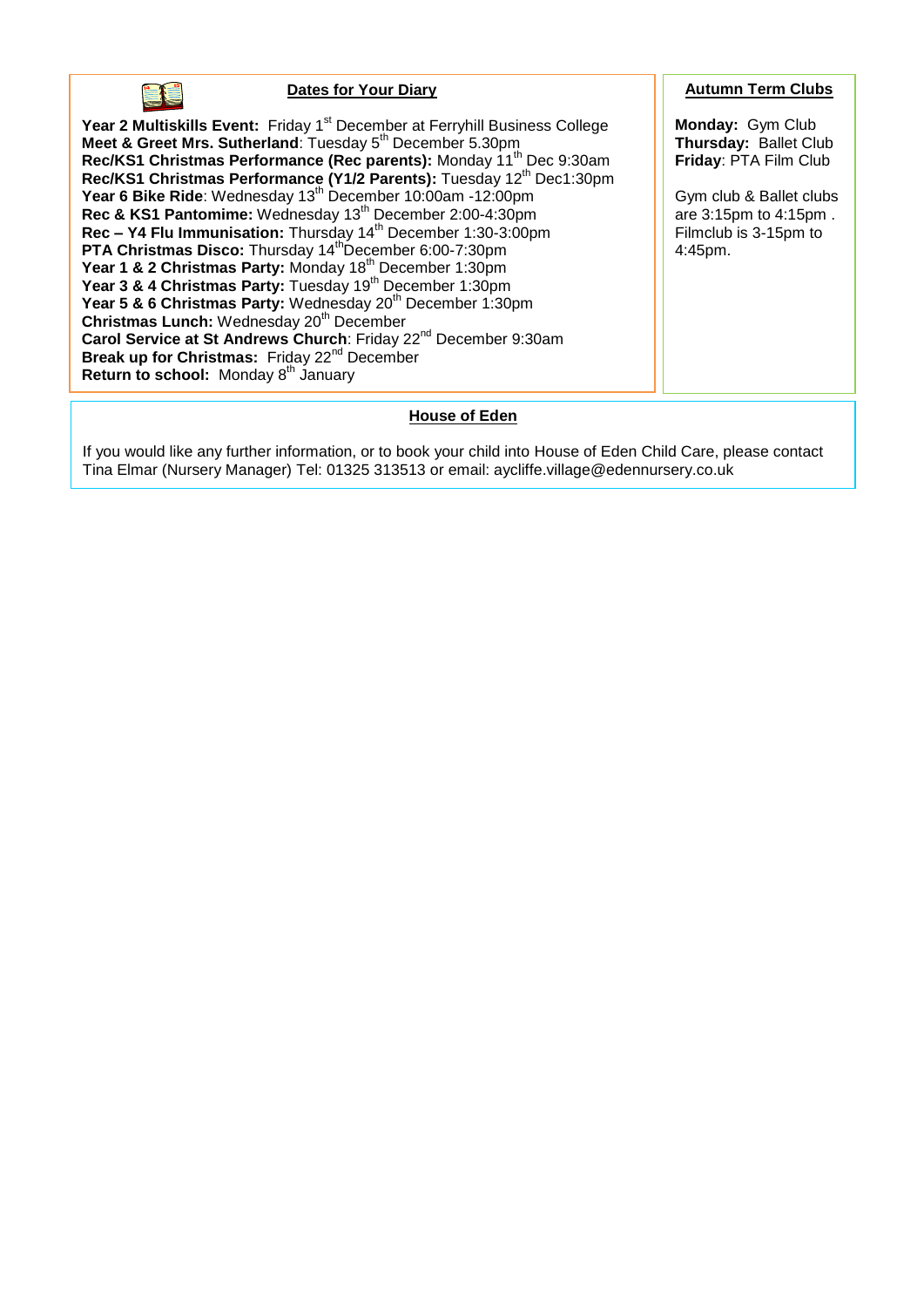## Dates for Your Diary

**Year 2 Multiskills Event:** Friday 1st December at Ferryhill Business College
**Meet & Greet Mrs. Sutherland**: Tuesday 5th December 5.30pm
**Rec/KS1 Christmas Performance (Rec parents):** Monday 11th Dec 9:30am
**Rec/KS1 Christmas Performance (Y1/2 Parents):** Tuesday 12th Dec1:30pm
**Year 6 Bike Ride**: Wednesday 13th December 10:00am -12:00pm
**Rec & KS1 Pantomime:** Wednesday 13th December 2:00-4:30pm
**Rec – Y4 Flu Immunisation:** Thursday 14th December 1:30-3:00pm
**PTA Christmas Disco:** Thursday 14th December 6:00-7:30pm
**Year 1 & 2 Christmas Party:** Monday 18th December 1:30pm
**Year 3 & 4 Christmas Party:** Tuesday 19th December 1:30pm
**Year 5 & 6 Christmas Party:** Wednesday 20th December 1:30pm
**Christmas Lunch:** Wednesday 20th December
**Carol Service at St Andrews Church**: Friday 22nd December 9:30am
**Break up for Christmas:** Friday 22nd December
**Return to school:** Monday 8th January

## Autumn Term Clubs

**Monday:** Gym Club
**Thursday:** Ballet Club
**Friday**: PTA Film Club

Gym club & Ballet clubs are 3:15pm to 4:15pm . Filmclub is 3-15pm to 4:45pm.

## House of Eden

If you would like any further information, or to book your child into House of Eden Child Care, please contact Tina Elmar (Nursery Manager) Tel: 01325 313513 or email: aycliffe.village@edennursery.co.uk